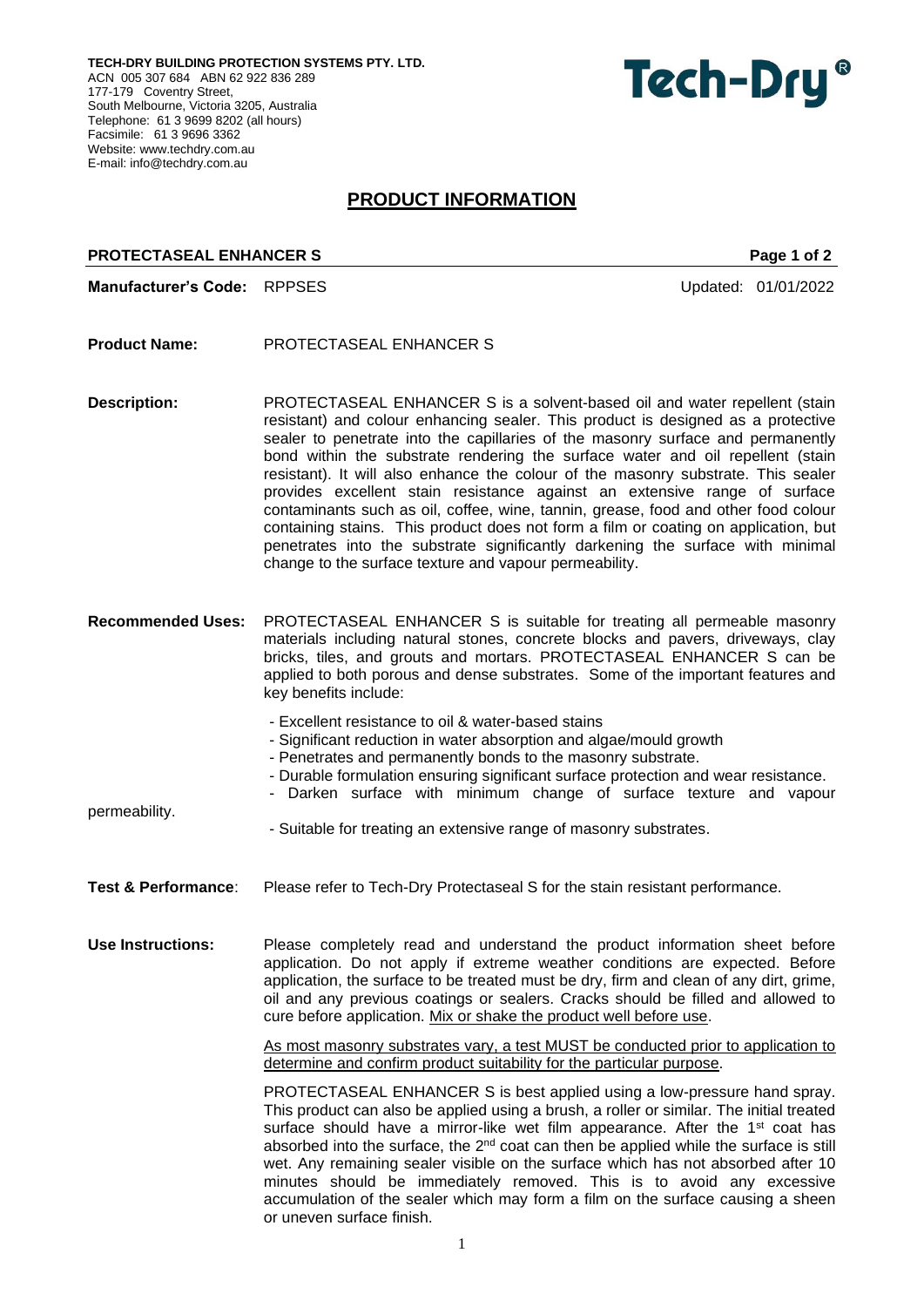**TECH-DRY BUILDING PROTECTION SYSTEMS PTY. LTD.**
ACN 005 307 684 ABN 62 922 836 289
177-179 Coventry Street,
South Melbourne, Victoria 3205, Australia
Telephone: 61 3 9699 8202 (all hours)
Facsimile: 61 3 9696 3362
Website: www.techdry.com.au
E-mail: info@techdry.com.au

**Tech-Dry®**

# PRODUCT INFORMATION

**PROTECTASEAL ENHANCER S**

**Manufacturer's Code:** RPPSES

Updated: 01/01/2022

**Product Name:** PROTECTASEAL ENHANCER S

**Description:** PROTECTASEAL ENHANCER S is a solvent-based oil and water repellent (stain resistant) and colour enhancing sealer. This product is designed as a protective sealer to penetrate into the capillaries of the masonry surface and permanently bond within the substrate rendering the surface water and oil repellent (stain resistant). It will also enhance the colour of the masonry substrate. This sealer provides excellent stain resistance against an extensive range of surface contaminants such as oil, coffee, wine, tannin, grease, food and other food colour containing stains. This product does not form a film or coating on application, but penetrates into the substrate significantly darkening the surface with minimal change to the surface texture and vapour permeability.

**Recommended Uses:** PROTECTASEAL ENHANCER S is suitable for treating all permeable masonry materials including natural stones, concrete blocks and pavers, driveways, clay bricks, tiles, and grouts and mortars. PROTECTASEAL ENHANCER S can be applied to both porous and dense substrates. Some of the important features and key benefits include:

- Excellent resistance to oil & water-based stains
- Significant reduction in water absorption and algae/mould growth
- Penetrates and permanently bonds to the masonry substrate.
- Durable formulation ensuring significant surface protection and wear resistance.
- Darken surface with minimum change of surface texture and vapour permeability.
- Suitable for treating an extensive range of masonry substrates.

**Test & Performance**: Please refer to Tech-Dry Protectaseal S for the stain resistant performance.

**Use Instructions:** Please completely read and understand the product information sheet before application. Do not apply if extreme weather conditions are expected. Before application, the surface to be treated must be dry, firm and clean of any dirt, grime, oil and any previous coatings or sealers. Cracks should be filled and allowed to cure before application. Mix or shake the product well before use.

As most masonry substrates vary, a test MUST be conducted prior to application to determine and confirm product suitability for the particular purpose.

PROTECTASEAL ENHANCER S is best applied using a low-pressure hand spray. This product can also be applied using a brush, a roller or similar. The initial treated surface should have a mirror-like wet film appearance. After the 1st coat has absorbed into the surface, the 2nd coat can then be applied while the surface is still wet. Any remaining sealer visible on the surface which has not absorbed after 10 minutes should be immediately removed. This is to avoid any excessive accumulation of the sealer which may form a film on the surface causing a sheen or uneven surface finish.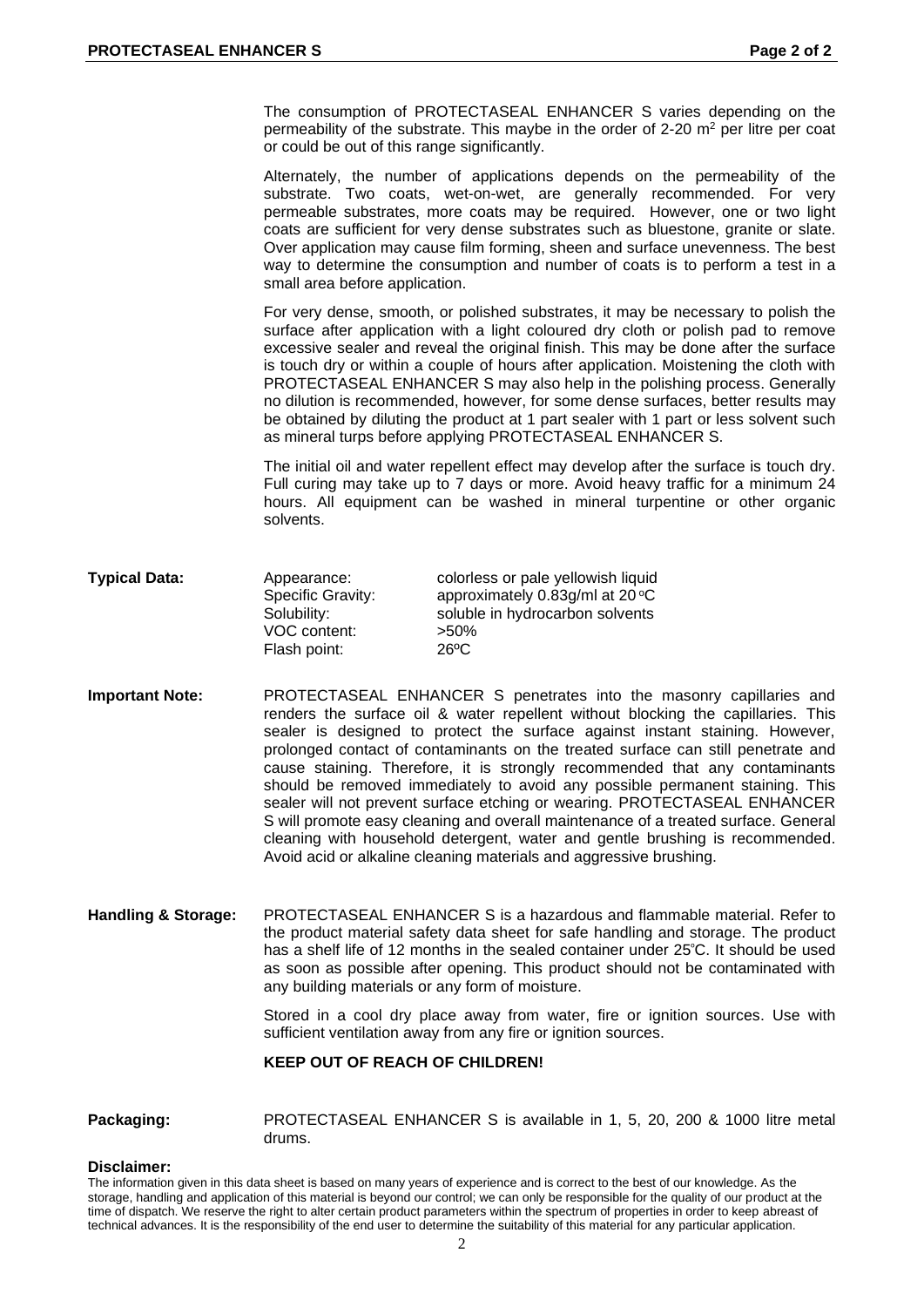The consumption of PROTECTASEAL ENHANCER S varies depending on the permeability of the substrate. This maybe in the order of 2-20 $m^2$ per litre per coat or could be out of this range significantly.

Alternately, the number of applications depends on the permeability of the substrate. Two coats, wet-on-wet, are generally recommended. For very permeable substrates, more coats may be required. However, one or two light coats are sufficient for very dense substrates such as bluestone, granite or slate. Over application may cause film forming, sheen and surface unevenness. The best way to determine the consumption and number of coats is to perform a test in a small area before application.

For very dense, smooth, or polished substrates, it may be necessary to polish the surface after application with a light coloured dry cloth or polish pad to remove excessive sealer and reveal the original finish. This may be done after the surface is touch dry or within a couple of hours after application. Moistening the cloth with PROTECTASEAL ENHANCER S may also help in the polishing process. Generally no dilution is recommended, however, for some dense surfaces, better results may be obtained by diluting the product at 1 part sealer with 1 part or less solvent such as mineral turps before applying PROTECTASEAL ENHANCER S.

The initial oil and water repellent effect may develop after the surface is touch dry. Full curing may take up to 7 days or more. Avoid heavy traffic for a minimum 24 hours. All equipment can be washed in mineral turpentine or other organic solvents.

**Typical Data:**

| | |
|---|---|
| Appearance: | colorless or pale yellowish liquid |
| Specific Gravity: | approximately 0.83g/ml at 20 °C |
| Solubility: | soluble in hydrocarbon solvents |
| VOC content: | >50% |
| Flash point: | 26ºC |

**Important Note:** PROTECTASEAL ENHANCER S penetrates into the masonry capillaries and renders the surface oil & water repellent without blocking the capillaries. This sealer is designed to protect the surface against instant staining. However, prolonged contact of contaminants on the treated surface can still penetrate and cause staining. Therefore, it is strongly recommended that any contaminants should be removed immediately to avoid any possible permanent staining. This sealer will not prevent surface etching or wearing. PROTECTASEAL ENHANCER S will promote easy cleaning and overall maintenance of a treated surface. General cleaning with household detergent, water and gentle brushing is recommended. Avoid acid or alkaline cleaning materials and aggressive brushing.

**Handling & Storage:** PROTECTASEAL ENHANCER S is a hazardous and flammable material. Refer to the product material safety data sheet for safe handling and storage. The product has a shelf life of 12 months in the sealed container under 25°C. It should be used as soon as possible after opening. This product should not be contaminated with any building materials or any form of moisture.

Stored in a cool dry place away from water, fire or ignition sources. Use with sufficient ventilation away from any fire or ignition sources.

**KEEP OUT OF REACH OF CHILDREN!**

**Packaging:** PROTECTASEAL ENHANCER S is available in 1, 5, 20, 200 & 1000 litre metal drums.

**Disclaimer:**

The information given in this data sheet is based on many years of experience and is correct to the best of our knowledge. As the storage, handling and application of this material is beyond our control; we can only be responsible for the quality of our product at the time of dispatch. We reserve the right to alter certain product parameters within the spectrum of properties in order to keep abreast of technical advances. It is the responsibility of the end user to determine the suitability of this material for any particular application.